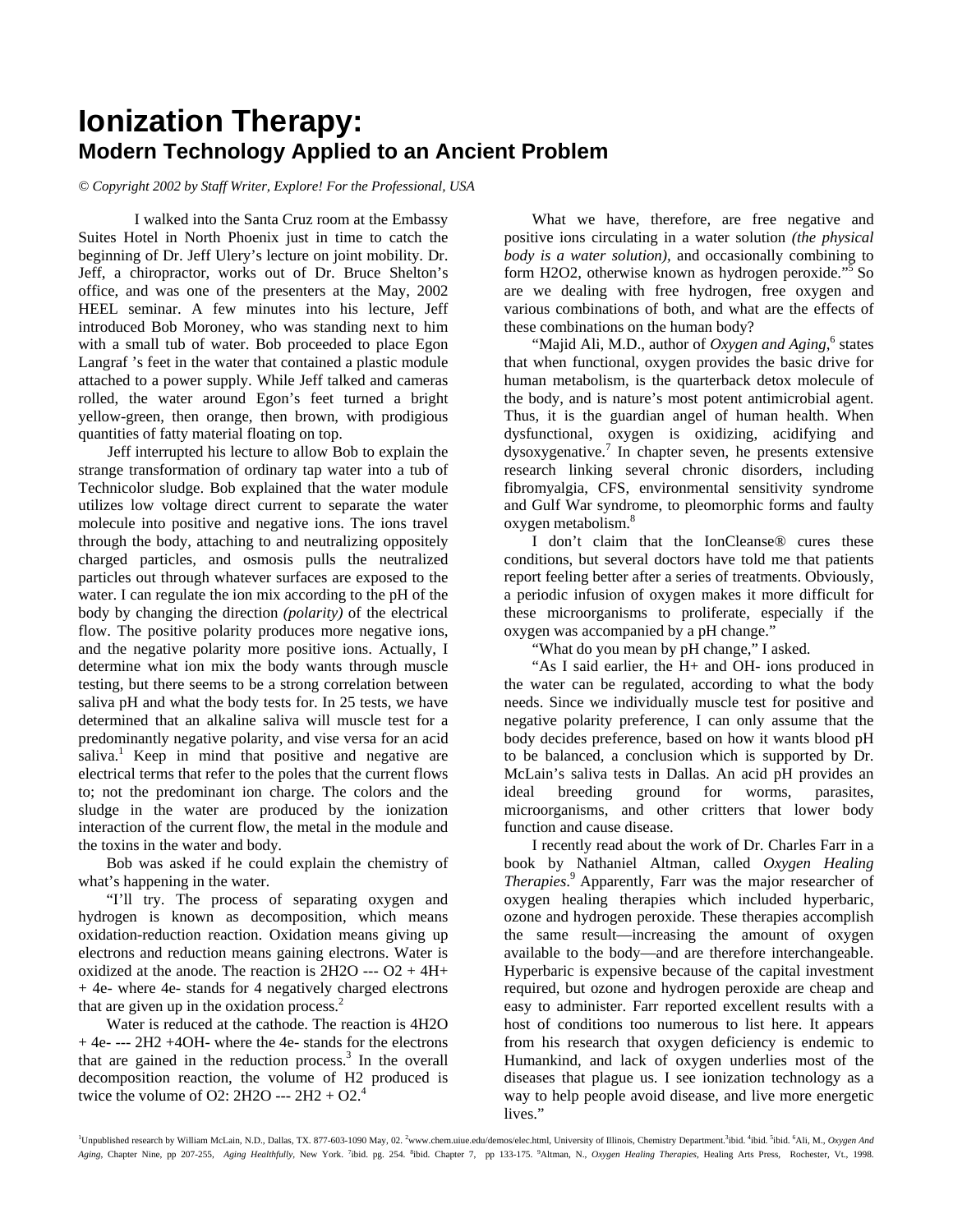# Ionization Therapy:

## Modern Technology Applied to an Ancient Problem

*© Copyright 2002 by Staff Writer, Explore! For the Professional, USA*

I walked into the Santa Cruz room at the Embassy Suites Hotel in North Phoenix just in time to catch the beginning of Dr. Jeff Ulery's lecture on joint mobility. Dr. Jeff, a chiropractor, works out of Dr. Bruce Shelton's office, and was one of the presenters at the May, 2002 HEEL seminar. A few minutes into his lecture, Jeff introduced Bob Moroney, who was standing next to him with a small tub of water. Bob proceeded to place Egon Langraf 's feet in the water that contained a plastic module attached to a power supply. While Jeff talked and cameras rolled, the water around Egon's feet turned a bright yellow-green, then orange, then brown, with prodigious quantities of fatty material floating on top.

Jeff interrupted his lecture to allow Bob to explain the strange transformation of ordinary tap water into a tub of Technicolor sludge. Bob explained that the water module utilizes low voltage direct current to separate the water molecule into positive and negative ions. The ions travel through the body, attaching to and neutralizing oppositely charged particles, and osmosis pulls the neutralized particles out through whatever surfaces are exposed to the water. I can regulate the ion mix according to the pH of the body by changing the direction *(polarity)* of the electrical flow. The positive polarity produces more negative ions, and the negative polarity more positive ions. Actually, I determine what ion mix the body wants through muscle testing, but there seems to be a strong correlation between saliva pH and what the body tests for. In 25 tests, we have determined that an alkaline saliva will muscle test for a predominantly negative polarity, and vise versa for an acid saliva.[1] Keep in mind that positive and negative are electrical terms that refer to the poles that the current flows to; not the predominant ion charge. The colors and the sludge in the water are produced by the ionization interaction of the current flow, the metal in the module and the toxins in the water and body.

Bob was asked if he could explain the chemistry of what's happening in the water.

"I'll try. The process of separating oxygen and hydrogen is known as decomposition, which means oxidation-reduction reaction. Oxidation means giving up electrons and reduction means gaining electrons. Water is oxidized at the anode. The reaction is $2H_2O \text{ --- } O_2 + 4H^+ + 4e^-$ where $4e^-$ stands for 4 negatively charged electrons that are given up in the oxidation process.[2]

Water is reduced at the cathode. The reaction is $4H_2O + 4e^- \text{ --- } 2H_2 + 4OH^-$ where the $4e^-$ stands for the electrons that are gained in the reduction process.[3] In the overall decomposition reaction, the volume of $H_2$ produced is twice the volume of $O_2$: $2H_2O \text{ --- } 2H_2 + O_2$.[4]

What we have, therefore, are free negative and positive ions circulating in a water solution *(the physical body is a water solution)*, and occasionally combining to form $H_2O_2$, otherwise known as hydrogen peroxide."[5] So are we dealing with free hydrogen, free oxygen and various combinations of both, and what are the effects of these combinations on the human body?

"Majid Ali, M.D., author of *Oxygen and Aging*,[6] states that when functional, oxygen provides the basic drive for human metabolism, is the quarterback detox molecule of the body, and is nature's most potent antimicrobial agent. Thus, it is the guardian angel of human health. When dysfunctional, oxygen is oxidizing, acidifying and dysoxygenative.[7] In chapter seven, he presents extensive research linking several chronic disorders, including fibromyalgia, CFS, environmental sensitivity syndrome and Gulf War syndrome, to pleomorphic forms and faulty oxygen metabolism.[8]

I don't claim that the IonCleanse® cures these conditions, but several doctors have told me that patients report feeling better after a series of treatments. Obviously, a periodic infusion of oxygen makes it more difficult for these microorganisms to proliferate, especially if the oxygen was accompanied by a pH change."

"What do you mean by pH change," I asked.

"As I said earlier, the $H^+$ and $OH^-$ ions produced in the water can be regulated, according to what the body needs. Since we individually muscle test for positive and negative polarity preference, I can only assume that the body decides preference, based on how it wants blood pH to be balanced, a conclusion which is supported by Dr. McLain's saliva tests in Dallas. An acid pH provides an ideal breeding ground for worms, parasites, microorganisms, and other critters that lower body function and cause disease.

I recently read about the work of Dr. Charles Farr in a book by Nathaniel Altman, called *Oxygen Healing Therapies*.[9] Apparently, Farr was the major researcher of oxygen healing therapies which included hyperbaric, ozone and hydrogen peroxide. These therapies accomplish the same result—increasing the amount of oxygen available to the body—and are therefore interchangeable. Hyperbaric is expensive because of the capital investment required, but ozone and hydrogen peroxide are cheap and easy to administer. Farr reported excellent results with a host of conditions too numerous to list here. It appears from his research that oxygen deficiency is endemic to Humankind, and lack of oxygen underlies most of the diseases that plague us. I see ionization technology as a way to help people avoid disease, and live more energetic lives."

---

[1]Unpublished research by William McLain, N.D., Dallas, TX. 877-603-1090 May, 02. [2]www.chem.uiue.edu/demos/elec.html, University of Illinois, Chemistry Department. [3]ibid. [4]ibid. [5]ibid. [6]Ali, M., *Oxygen And Aging*, Chapter Nine, pp 207-255, *Aging Healthfully*, New York. [7]ibid. pg. 254. [8]ibid. Chapter 7, pp 133-175. [9]Altman, N., *Oxygen Healing Therapies*, Healing Arts Press, Rochester, Vt., 1998.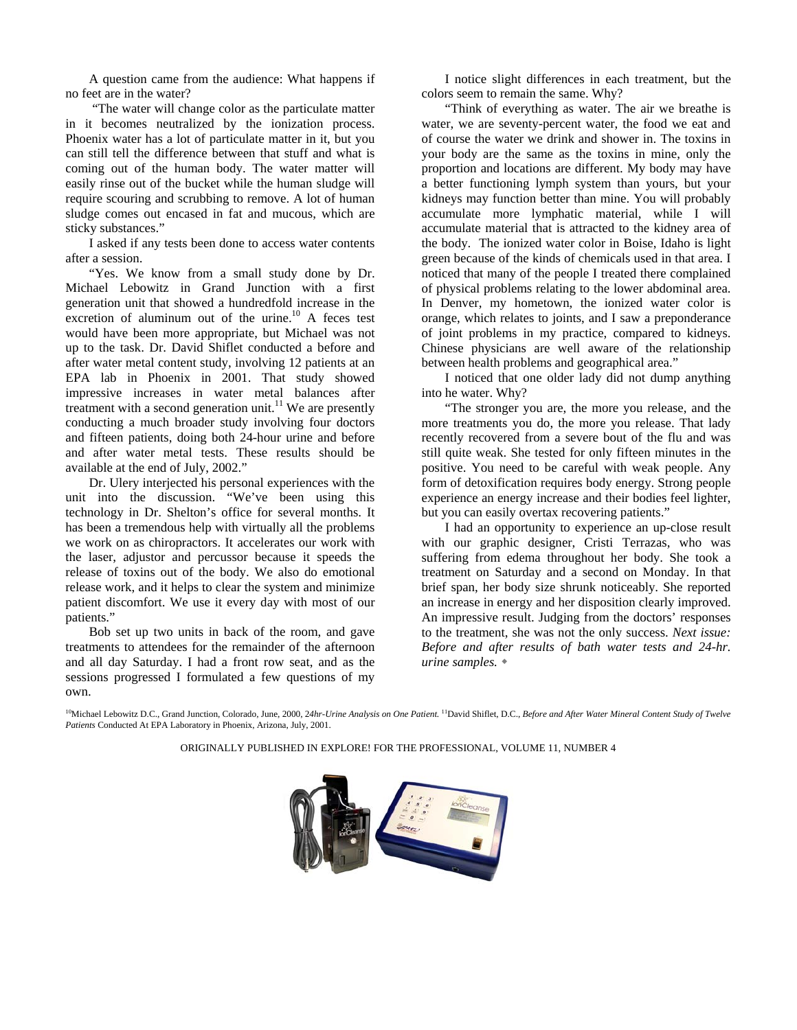A question came from the audience: What happens if no feet are in the water?

"The water will change color as the particulate matter in it becomes neutralized by the ionization process. Phoenix water has a lot of particulate matter in it, but you can still tell the difference between that stuff and what is coming out of the human body. The water matter will easily rinse out of the bucket while the human sludge will require scouring and scrubbing to remove. A lot of human sludge comes out encased in fat and mucous, which are sticky substances."

I asked if any tests been done to access water contents after a session.

"Yes. We know from a small study done by Dr. Michael Lebowitz in Grand Junction with a first generation unit that showed a hundredfold increase in the excretion of aluminum out of the urine.[10] A feces test would have been more appropriate, but Michael was not up to the task. Dr. David Shiflet conducted a before and after water metal content study, involving 12 patients at an EPA lab in Phoenix in 2001. That study showed impressive increases in water metal balances after treatment with a second generation unit.[11] We are presently conducting a much broader study involving four doctors and fifteen patients, doing both 24-hour urine and before and after water metal tests. These results should be available at the end of July, 2002."

Dr. Ulery interjected his personal experiences with the unit into the discussion. "We've been using this technology in Dr. Shelton's office for several months. It has been a tremendous help with virtually all the problems we work on as chiropractors. It accelerates our work with the laser, adjustor and percussor because it speeds the release of toxins out of the body. We also do emotional release work, and it helps to clear the system and minimize patient discomfort. We use it every day with most of our patients."

Bob set up two units in back of the room, and gave treatments to attendees for the remainder of the afternoon and all day Saturday. I had a front row seat, and as the sessions progressed I formulated a few questions of my own.

I notice slight differences in each treatment, but the colors seem to remain the same. Why?

"Think of everything as water. The air we breathe is water, we are seventy-percent water, the food we eat and of course the water we drink and shower in. The toxins in your body are the same as the toxins in mine, only the proportion and locations are different. My body may have a better functioning lymph system than yours, but your kidneys may function better than mine. You will probably accumulate more lymphatic material, while I will accumulate material that is attracted to the kidney area of the body. The ionized water color in Boise, Idaho is light green because of the kinds of chemicals used in that area. I noticed that many of the people I treated there complained of physical problems relating to the lower abdominal area. In Denver, my hometown, the ionized water color is orange, which relates to joints, and I saw a preponderance of joint problems in my practice, compared to kidneys. Chinese physicians are well aware of the relationship between health problems and geographical area."

I noticed that one older lady did not dump anything into he water. Why?

"The stronger you are, the more you release, and the more treatments you do, the more you release. That lady recently recovered from a severe bout of the flu and was still quite weak. She tested for only fifteen minutes in the positive. You need to be careful with weak people. Any form of detoxification requires body energy. Strong people experience an energy increase and their bodies feel lighter, but you can easily overtax recovering patients."

I had an opportunity to experience an up-close result with our graphic designer, Cristi Terrazas, who was suffering from edema throughout her body. She took a treatment on Saturday and a second on Monday. In that brief span, her body size shrunk noticeably. She reported an increase in energy and her disposition clearly improved. An impressive result. Judging from the doctors' responses to the treatment, she was not the only success. *Next issue: Before and after results of bath water tests and 24-hr. urine samples.* ◆

[10]Michael Lebowitz D.C., Grand Junction, Colorado, June, 2000, *24hr-Urine Analysis on One Patient.* [11]David Shiflet, D.C., *Before and After Water Mineral Content Study of Twelve Patients* Conducted At EPA Laboratory in Phoenix, Arizona, July, 2001.

ORIGINALLY PUBLISHED IN EXPLORE! FOR THE PROFESSIONAL, VOLUME 11, NUMBER 4